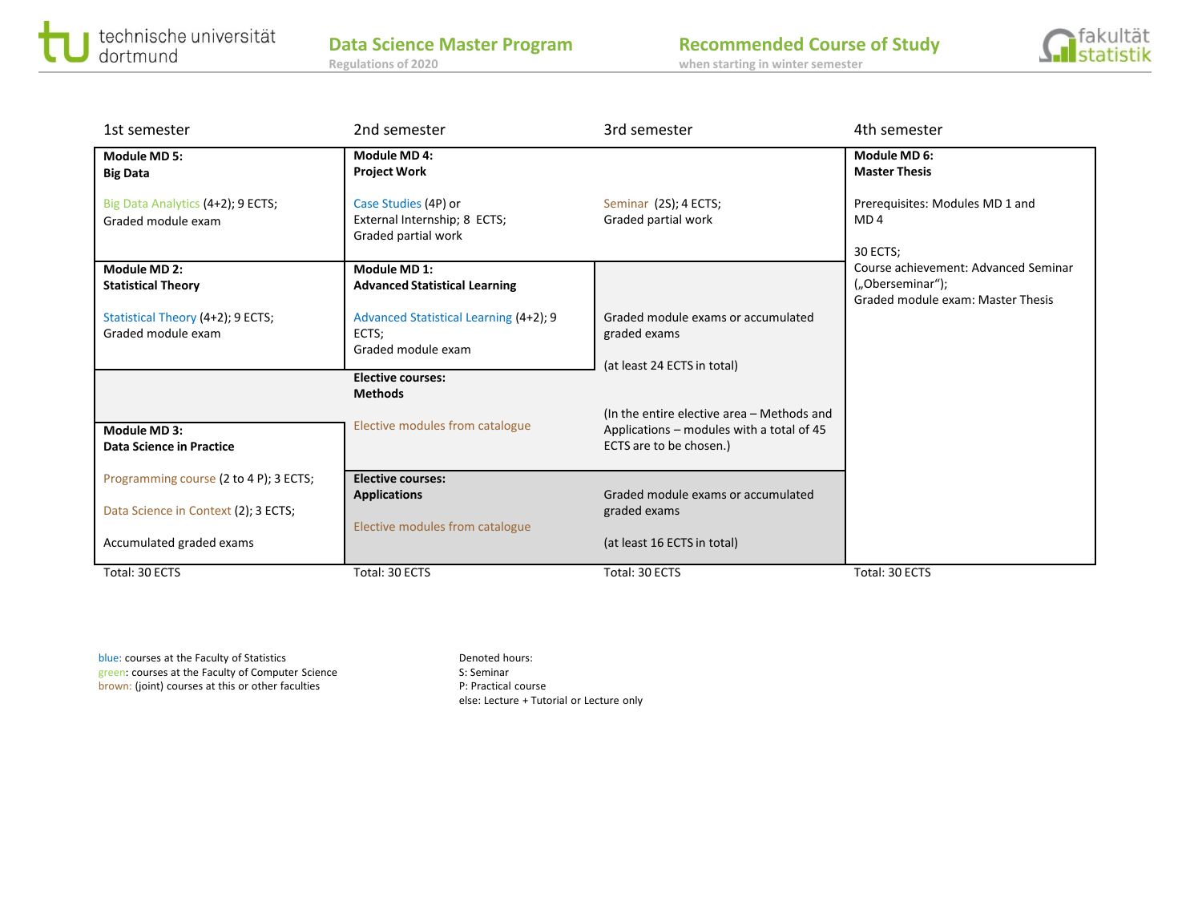# Data Science Master Program

Regulations of 2020

## Recommended Course of Study

when starting in winter semester

| 1st semester | 2nd semester | 3rd semester | 4th semester |
|---|---|---|---|
| **Module MD 5: Big Data**<br><br>Big Data Analytics (4+2); 9 ECTS;<br>Graded module exam | **Module MD 4: Project Work**<br><br>Case Studies (4P) or<br>External Internship; 8 ECTS;<br>Graded partial work | Seminar (2S); 4 ECTS;<br>Graded partial work | **Module MD 6: Master Thesis**<br><br>Prerequisites: Modules MD 1 and MD 4<br><br>30 ECTS;<br>Course achievement: Advanced Seminar („Oberseminar“);<br>Graded module exam: Master Thesis |
| **Module MD 2: Statistical Theory**<br><br>Statistical Theory (4+2); 9 ECTS;<br>Graded module exam | **Module MD 1: Advanced Statistical Learning**<br><br>Advanced Statistical Learning (4+2); 9 ECTS;<br>Graded module exam | Graded module exams or accumulated graded exams<br><br>(at least 24 ECTS in total) | |
| | **Elective courses: Methods**<br><br>Elective modules from catalogue | (In the entire elective area – Methods and Applications – modules with a total of 45 ECTS are to be chosen.) | |
| **Module MD 3: Data Science in Practice**<br><br>Programming course (2 to 4 P); 3 ECTS;<br><br>Data Science in Context (2); 3 ECTS;<br><br>Accumulated graded exams | **Elective courses: Applications**<br><br>Elective modules from catalogue | Graded module exams or accumulated graded exams<br><br>(at least 16 ECTS in total) | |
| Total: 30 ECTS | Total: 30 ECTS | Total: 30 ECTS | Total: 30 ECTS |

blue: courses at the Faculty of Statistics
green: courses at the Faculty of Computer Science
brown: (joint) courses at this or other faculties

Denoted hours:
S: Seminar
P: Practical course
else: Lecture + Tutorial or Lecture only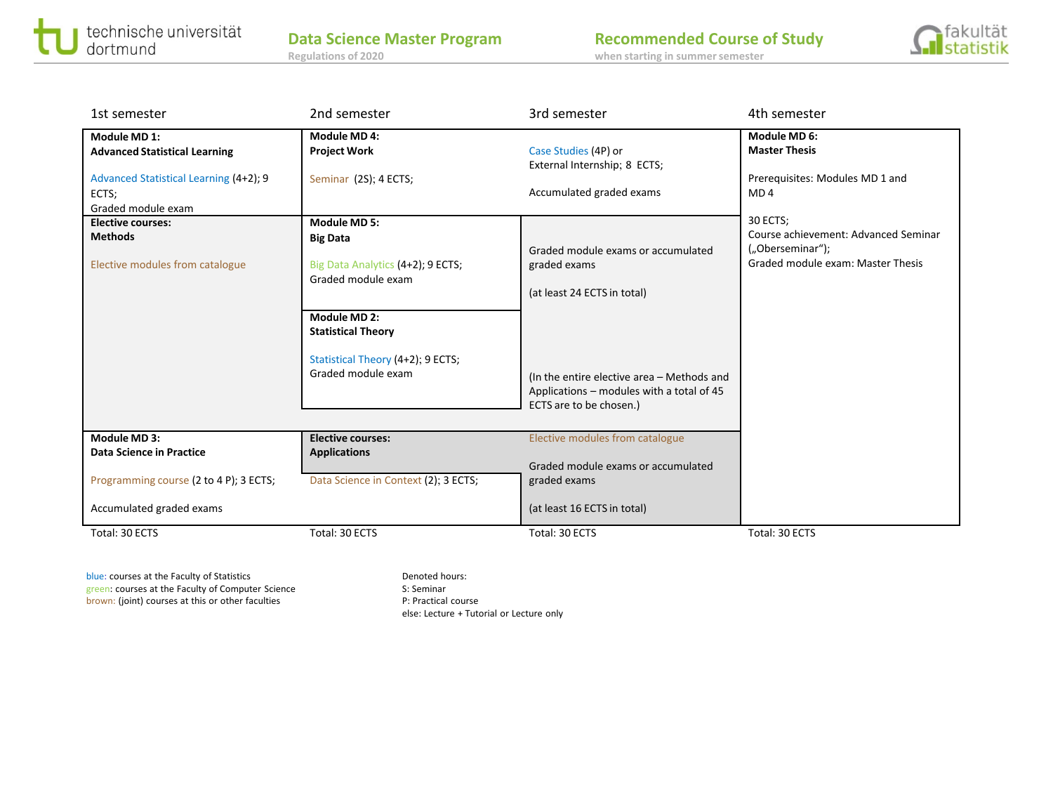technische universität dortmund

**Data Science Master Program**
Regulations of 2020

**Recommended Course of Study**
when starting in summer semester

fakultät statistik

| 1st semester | 2nd semester | 3rd semester | 4th semester |
|---|---|---|---|
| **Module MD 1: Advanced Statistical Learning**<br><br>Advanced Statistical Learning (4+2); 9 ECTS;<br>Graded module exam | **Module MD 4: Project Work**<br><br>Seminar (2S); 4 ECTS; | Case Studies (4P) or External Internship; 8 ECTS;<br><br>Accumulated graded exams | **Module MD 6: Master Thesis**<br><br>Prerequisites: Modules MD 1 and MD 4<br><br>30 ECTS;<br>Course achievement: Advanced Seminar („Oberseminar“);<br>Graded module exam: Master Thesis |
| **Elective courses: Methods**<br><br>Elective modules from catalogue | **Module MD 5: Big Data**<br><br>Big Data Analytics (4+2); 9 ECTS;<br>Graded module exam<br><br>**Module MD 2: Statistical Theory**<br><br>Statistical Theory (4+2); 9 ECTS;<br>Graded module exam | Graded module exams or accumulated graded exams<br><br>(at least 24 ECTS in total)<br><br>(In the entire elective area – Methods and Applications – modules with a total of 45 ECTS are to be chosen.) | |
| **Module MD 3: Data Science in Practice**<br><br>Programming course (2 to 4 P); 3 ECTS;<br><br>Accumulated graded exams | **Elective courses: Applications**<br><br>Data Science in Context (2); 3 ECTS; | Elective modules from catalogue<br><br>Graded module exams or accumulated graded exams<br><br>(at least 16 ECTS in total) | |
| Total: 30 ECTS | Total: 30 ECTS | Total: 30 ECTS | Total: 30 ECTS |

blue: courses at the Faculty of Statistics
green: courses at the Faculty of Computer Science
brown: (joint) courses at this or other faculties

Denoted hours:
S: Seminar
P: Practical course
else: Lecture + Tutorial or Lecture only